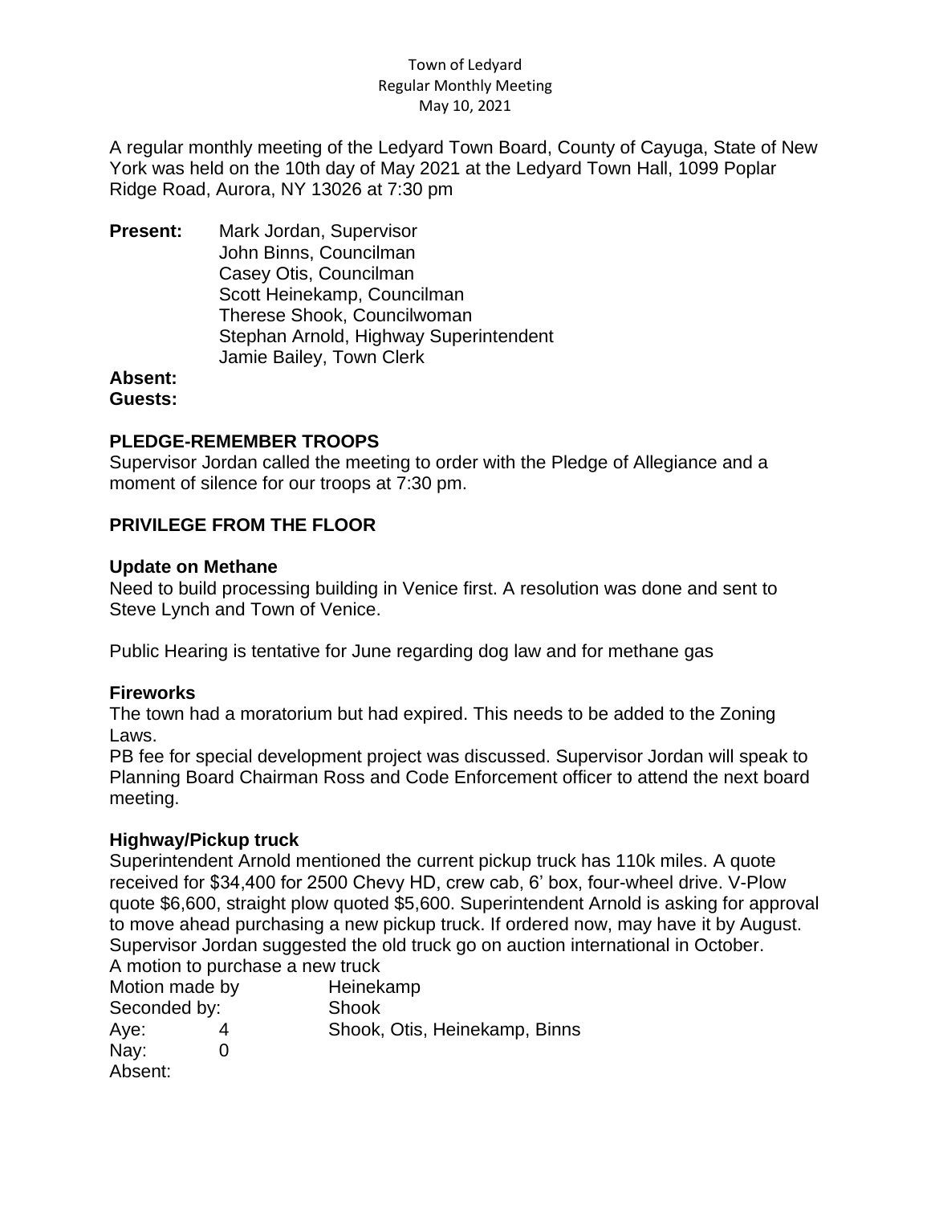Town of Ledyard
Regular Monthly Meeting
May 10, 2021

A regular monthly meeting of the Ledyard Town Board, County of Cayuga, State of New York was held on the 10th day of May 2021 at the Ledyard Town Hall, 1099 Poplar Ridge Road, Aurora, NY 13026 at 7:30 pm

**Present:** Mark Jordan, Supervisor
John Binns, Councilman
Casey Otis, Councilman
Scott Heinekamp, Councilman
Therese Shook, Councilwoman
Stephan Arnold, Highway Superintendent
Jamie Bailey, Town Clerk

**Absent:**
**Guests:**

## PLEDGE-REMEMBER TROOPS

Supervisor Jordan called the meeting to order with the Pledge of Allegiance and a moment of silence for our troops at 7:30 pm.

## PRIVILEGE FROM THE FLOOR

### Update on Methane

Need to build processing building in Venice first. A resolution was done and sent to Steve Lynch and Town of Venice.

Public Hearing is tentative for June regarding dog law and for methane gas

### Fireworks

The town had a moratorium but had expired. This needs to be added to the Zoning Laws.

PB fee for special development project was discussed. Supervisor Jordan will speak to Planning Board Chairman Ross and Code Enforcement officer to attend the next board meeting.

### Highway/Pickup truck

Superintendent Arnold mentioned the current pickup truck has 110k miles. A quote received for $34,400 for 2500 Chevy HD, crew cab, 6' box, four-wheel drive. V-Plow quote $6,600, straight plow quoted $5,600. Superintendent Arnold is asking for approval to move ahead purchasing a new pickup truck. If ordered now, may have it by August. Supervisor Jordan suggested the old truck go on auction international in October.

A motion to purchase a new truck

| | | |
|---|---|---|
| Motion made by | | Heinekamp |
| Seconded by: | | Shook |
| Aye: | 4 | Shook, Otis, Heinekamp, Binns |
| Nay: | 0 | |
| Absent: | | |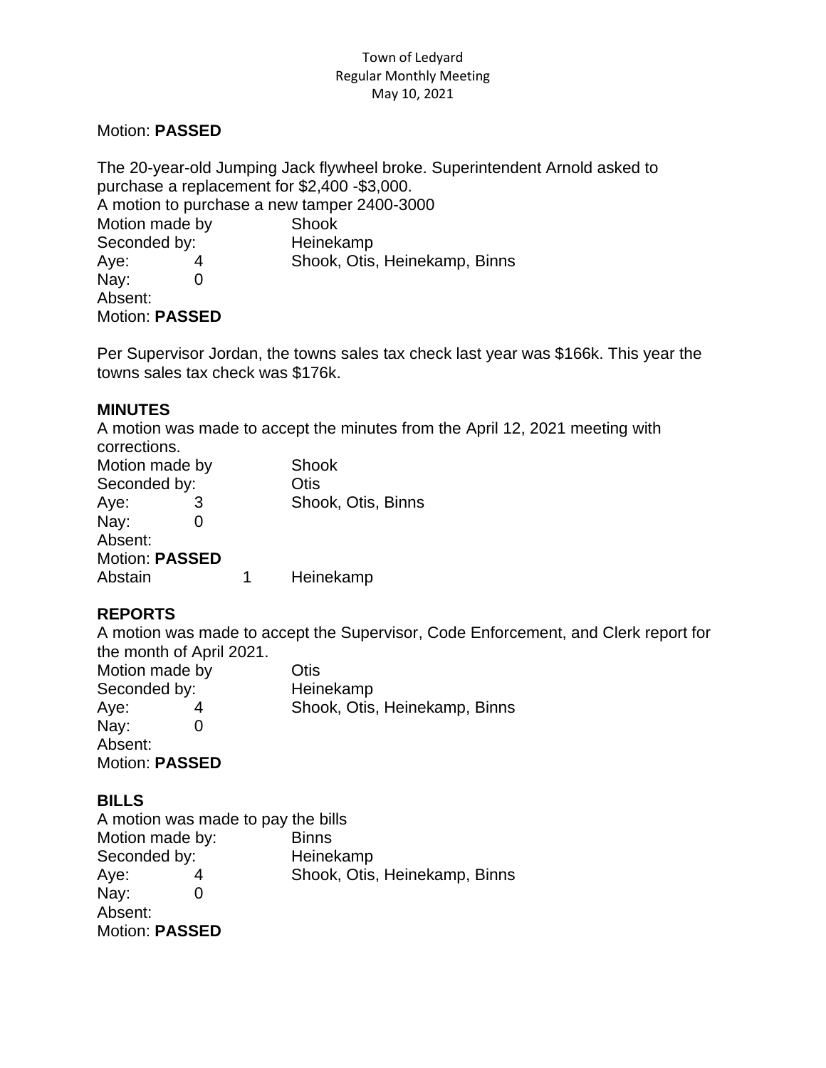Motion: **PASSED**

The 20-year-old Jumping Jack flywheel broke. Superintendent Arnold asked to purchase a replacement for $2,400 -$3,000.
A motion to purchase a new tamper 2400-3000

| | | |
|---|---|---|
| Motion made by | | Shook |
| Seconded by: | | Heinekamp |
| Aye: | 4 | Shook, Otis, Heinekamp, Binns |
| Nay: | 0 | |
| Absent: | | |

Motion: **PASSED**

Per Supervisor Jordan, the towns sales tax check last year was $166k. This year the towns sales tax check was $176k.

**MINUTES**

A motion was made to accept the minutes from the April 12, 2021 meeting with corrections.

| | | |
|---|---|---|
| Motion made by | | Shook |
| Seconded by: | | Otis |
| Aye: | 3 | Shook, Otis, Binns |
| Nay: | 0 | |
| Absent: | | |

Motion: **PASSED**

Abstain 1 Heinekamp

**REPORTS**

A motion was made to accept the Supervisor, Code Enforcement, and Clerk report for the month of April 2021.

| | | |
|---|---|---|
| Motion made by | | Otis |
| Seconded by: | | Heinekamp |
| Aye: | 4 | Shook, Otis, Heinekamp, Binns |
| Nay: | 0 | |
| Absent: | | |

Motion: **PASSED**

**BILLS**

A motion was made to pay the bills

| | | |
|---|---|---|
| Motion made by: | | Binns |
| Seconded by: | | Heinekamp |
| Aye: | 4 | Shook, Otis, Heinekamp, Binns |
| Nay: | 0 | |
| Absent: | | |

Motion: **PASSED**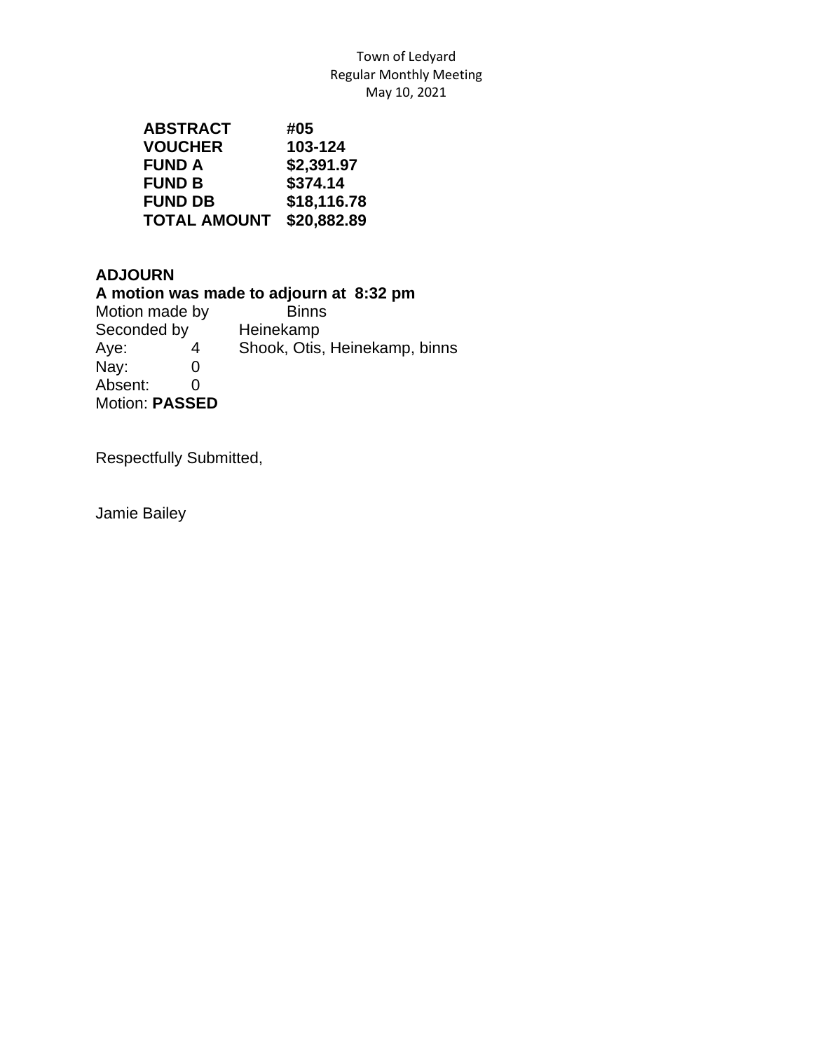Town of Ledyard
Regular Monthly Meeting
May 10, 2021

| | |
|---|---|
| **ABSTRACT** | **#05** |
| **VOUCHER** | **103-124** |
| **FUND A** | **$2,391.97** |
| **FUND B** | **$374.14** |
| **FUND DB** | **$18,116.78** |
| **TOTAL AMOUNT** | **$20,882.89** |

**ADJOURN**

**A motion was made to adjourn at 8:32 pm**

Motion made by Binns
Seconded by Heinekamp
Aye: 4 Shook, Otis, Heinekamp, binns
Nay: 0
Absent: 0
Motion: **PASSED**

Respectfully Submitted,

Jamie Bailey